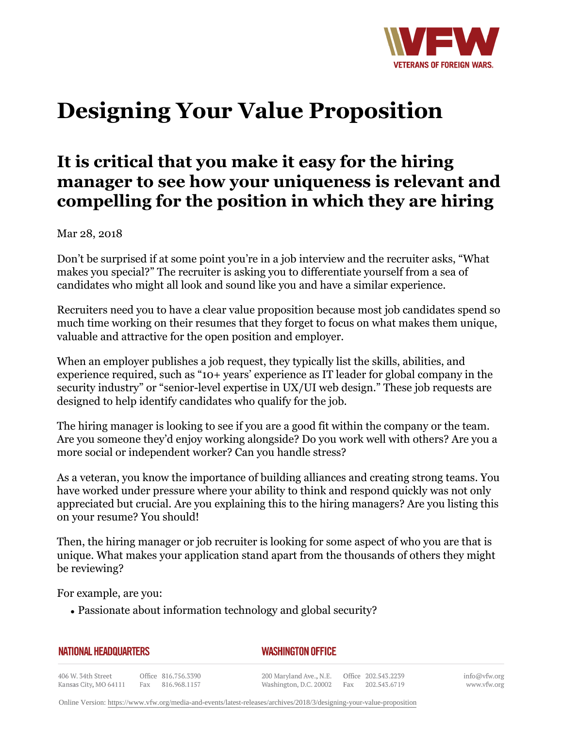// Designing Your Value Proposition

## It is critical that you make it easy for the hiring manager to see how your uniqueness is relevant and compelling for the position in which they are hiring

Mar 28, 2018

Don't be surprised if at some point you're in a job interview and the recruiter asks, "What makes you special?" The recruiter is asking you to differentiate yourself from a sea of candidates who might all look and sound like you and have a similar experience.

Recruiters need you to have a clear value proposition because most job candidates spend so much time working on their resumes that they forget to focus on what makes them unique, valuable and attractive for the open position and employer.

When an employer publishes a job request, they typically list the skills, abilities, and experience required, such as "10+ years' experience as IT leader for global company in the security industry" or "senior-level expertise in UX/UI web design." These job requests are designed to help identify candidates who qualify for the job.

The hiring manager is looking to see if you are a good fit within the company or the team. Are you someone they'd enjoy working alongside? Do you work well with others? Are you a more social or independent worker? Can you handle stress?

As a veteran, you know the importance of building alliances and creating strong teams. You have worked under pressure where your ability to think and respond quickly was not only appreciated but crucial. Are you explaining this to the hiring managers? Are you listing this on your resume? You should!

Then, the hiring manager or job recruiter is looking for some aspect of who you are that is unique. What makes your application stand apart from the thousands of others they might be reviewing?

For example, are you:

- Passionate about information technology and global security?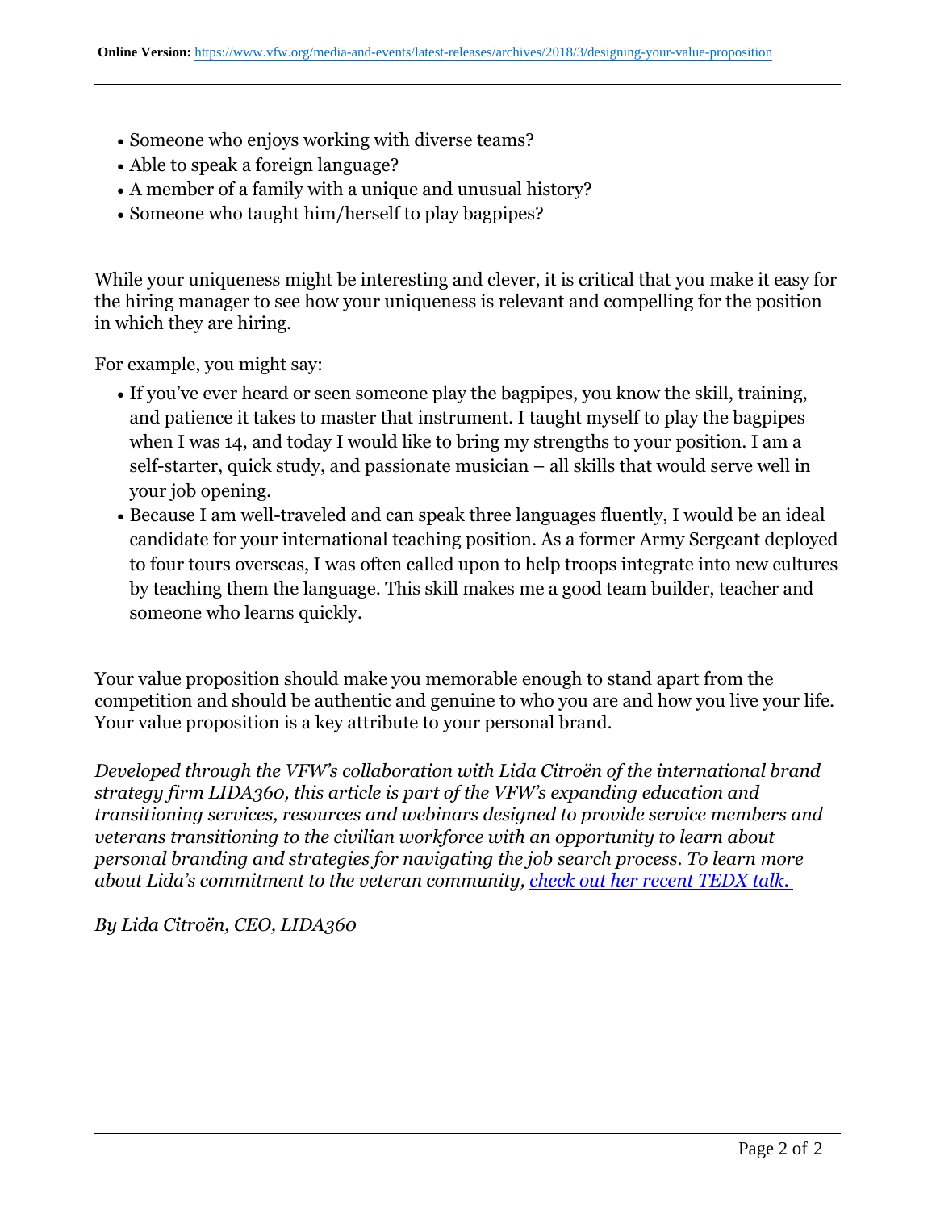- Someone who enjoys working with diverse teams?
- Able to speak a foreign language?
- A member of a family with a unique and unusual history?
- Someone who taught him/herself to play bagpipes?

While your uniqueness might be interesting and clever, it is critical that you make it easy for the hiring manager to see how your uniqueness is relevant and compelling for the position in which they are hiring.

For example, you might say:

- If you've ever heard or seen someone play the bagpipes, you know the skill, training, and patience it takes to master that instrument. I taught myself to play the bagpipes when I was 14, and today I would like to bring my strengths to your position. I am a self-starter, quick study, and passionate musician – all skills that would serve well in your job opening.
- Because I am well-traveled and can speak three languages fluently, I would be an ideal candidate for your international teaching position. As a former Army Sergeant deployed to four tours overseas, I was often called upon to help troops integrate into new cultures by teaching them the language. This skill makes me a good team builder, teacher and someone who learns quickly.

Your value proposition should make you memorable enough to stand apart from the competition and should be authentic and genuine to who you are and how you live your life. Your value proposition is a key attribute to your personal brand.

*Developed through the VFW's collaboration with Lida Citroën of the international brand strategy firm LIDA360, this article is part of the VFW's expanding education and transitioning services, resources and webinars designed to provide service members and veterans transitioning to the civilian workforce with an opportunity to learn about personal branding and strategies for navigating the job search process. To learn more about Lida's commitment to the veteran community, check out her recent TEDX talk.*

*By Lida Citroën, CEO, LIDA360*